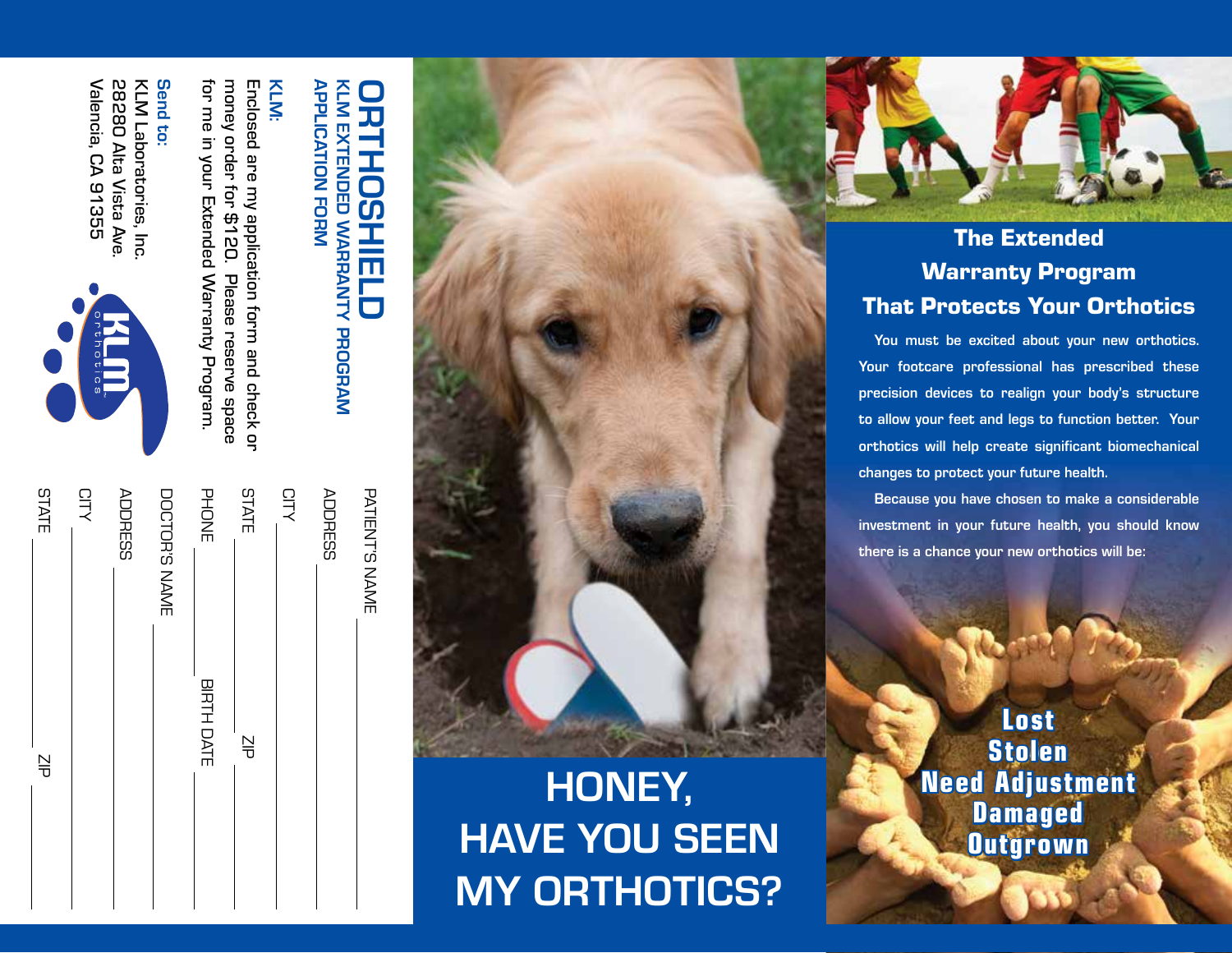# ORTHOSHIELD

## KLM EXTENDED WARRANTY PROGRAM APPLICATION FORM

PATIENT'S NAME ______________________

ADDRESS ______________________

CITY ______________________

STATE ______________ ZIP ______________

PHONE ______________ BIRTH DATE ______________

DOCTOR'S NAME ______________________

ADDRESS ______________________

CITY ______________________

STATE ______________ ZIP ______________

**KLM:**

Enclosed are my application form and check or money order for $120. Please reserve space for me in your Extended Warranty Program.

**Send to:**

KLM Laboratories, Inc.
28280 Alta Vista Ave.
Valencia, CA 91355

KLM orthotics

# HONEY, HAVE YOU SEEN MY ORTHOTICS?

## The Extended Warranty Program That Protects Your Orthotics

You must be excited about your new orthotics. Your footcare professional has prescribed these precision devices to realign your body's structure to allow your feet and legs to function better. Your orthotics will help create significant biomechanical changes to protect your future health.

Because you have chosen to make a considerable investment in your future health, you should know there is a chance your new orthotics will be:

**Lost**
**Stolen**
**Need Adjustment**
**Damaged**
**Outgrown**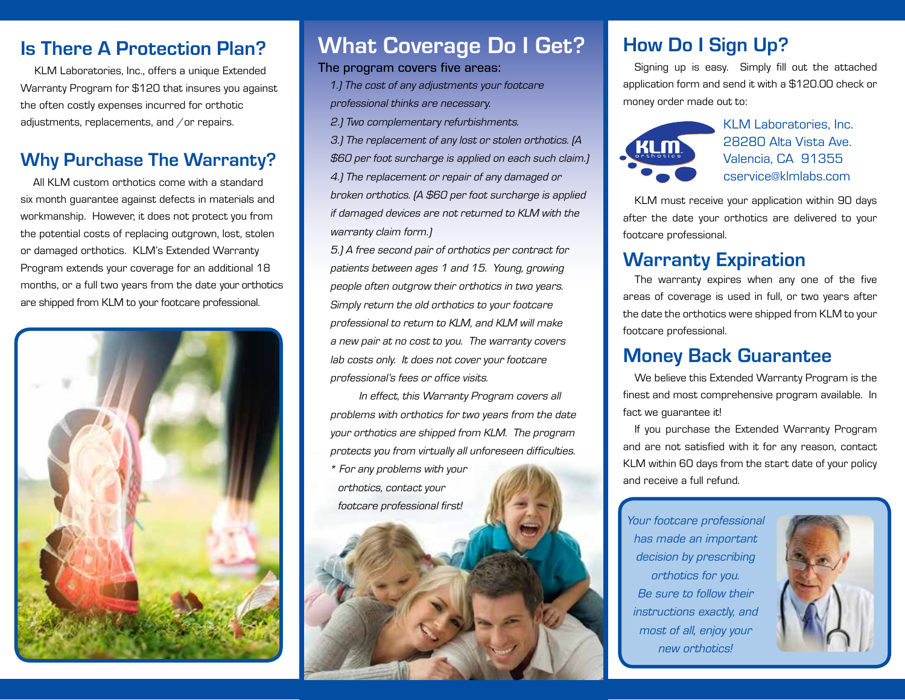## Is There A Protection Plan?

KLM Laboratories, Inc., offers a unique Extended Warranty Program for $120 that insures you against the often costly expenses incurred for orthotic adjustments, replacements, and / or repairs.

## Why Purchase The Warranty?

All KLM custom orthotics come with a standard six month guarantee against defects in materials and workmanship. However, it does not protect you from the potential costs of replacing outgrown, lost, stolen or damaged orthotics. KLM's Extended Warranty Program extends your coverage for an additional 18 months, or a full two years from the date your orthotics are shipped from KLM to your footcare professional.

## What Coverage Do I Get?

The program covers five areas:

*1.) The cost of any adjustments your footcare professional thinks are necessary.*

*2.) Two complementary refurbishments.*

*3.) The replacement of any lost or stolen orthotics. (A $60 per foot surcharge is applied on each such claim.)*

*4.) The replacement or repair of any damaged or broken orthotics. (A $60 per foot surcharge is applied if damaged devices are not returned to KLM with the warranty claim form.)*

*5.) A free second pair of orthotics per contract for patients between ages 1 and 15. Young, growing people often outgrow their orthotics in two years. Simply return the old orthotics to your footcare professional to return to KLM, and KLM will make a new pair at no cost to you. The warranty covers lab costs only. It does not cover your footcare professional's fees or office visits.*

*In effect, this Warranty Program covers all problems with orthotics for two years from the date your orthotics are shipped from KLM. The program protects you from virtually all unforeseen difficulties.*

*\* For any problems with your orthotics, contact your footcare professional first!*

## How Do I Sign Up?

Signing up is easy. Simply fill out the attached application form and send it with a $120.00 check or money order made out to:

KLM Laboratories, Inc.
28280 Alta Vista Ave.
Valencia, CA 91355
cservice@klmlabs.com

KLM must receive your application within 90 days after the date your orthotics are delivered to your footcare professional.

## Warranty Expiration

The warranty expires when any one of the five areas of coverage is used in full, or two years after the date the orthotics were shipped from KLM to your footcare professional.

## Money Back Guarantee

We believe this Extended Warranty Program is the finest and most comprehensive program available. In fact we guarantee it!

If you purchase the Extended Warranty Program and are not satisfied with it for any reason, contact KLM within 60 days from the start date of your policy and receive a full refund.

*Your footcare professional has made an important decision by prescribing orthotics for you. Be sure to follow their instructions exactly, and most of all, enjoy your new orthotics!*